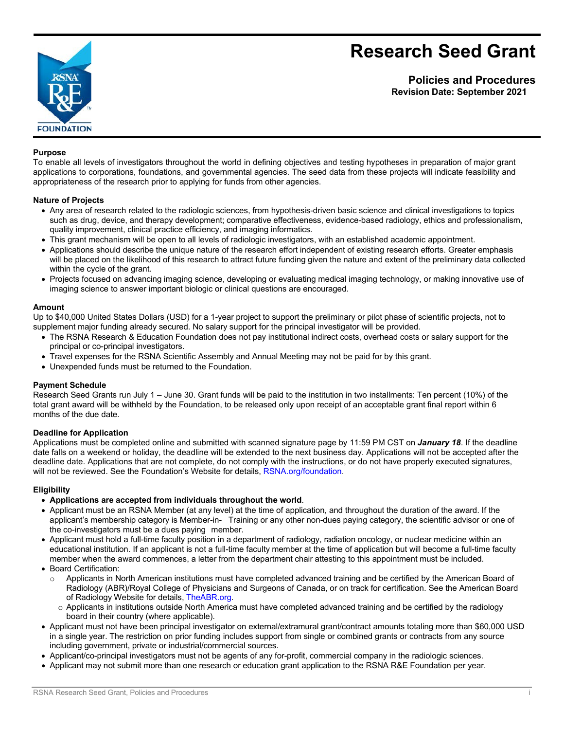# Research Seed Grant

## Policies and Procedures

**Revision Date: September 2021**

### Purpose

To enable all levels of investigators throughout the world in defining objectives and testing hypotheses in preparation of major grant applications to corporations, foundations, and governmental agencies. The seed data from these projects will indicate feasibility and appropriateness of the research prior to applying for funds from other agencies.

### Nature of Projects

- Any area of research related to the radiologic sciences, from hypothesis-driven basic science and clinical investigations to topics such as drug, device, and therapy development; comparative effectiveness, evidence-based radiology, ethics and professionalism, quality improvement, clinical practice efficiency, and imaging informatics.
- This grant mechanism will be open to all levels of radiologic investigators, with an established academic appointment.
- Applications should describe the unique nature of the research effort independent of existing research efforts. Greater emphasis will be placed on the likelihood of this research to attract future funding given the nature and extent of the preliminary data collected within the cycle of the grant.
- Projects focused on advancing imaging science, developing or evaluating medical imaging technology, or making innovative use of imaging science to answer important biologic or clinical questions are encouraged.

### Amount

Up to $40,000 United States Dollars (USD) for a 1-year project to support the preliminary or pilot phase of scientific projects, not to supplement major funding already secured. No salary support for the principal investigator will be provided.

- The RSNA Research & Education Foundation does not pay institutional indirect costs, overhead costs or salary support for the principal or co-principal investigators.
- Travel expenses for the RSNA Scientific Assembly and Annual Meeting may not be paid for by this grant.
- Unexpended funds must be returned to the Foundation.

### Payment Schedule

Research Seed Grants run July 1 – June 30. Grant funds will be paid to the institution in two installments: Ten percent (10%) of the total grant award will be withheld by the Foundation, to be released only upon receipt of an acceptable grant final report within 6 months of the due date.

### Deadline for Application

Applications must be completed online and submitted with scanned signature page by 11:59 PM CST on ***January 18***. If the deadline date falls on a weekend or holiday, the deadline will be extended to the next business day. Applications will not be accepted after the deadline date. Applications that are not complete, do not comply with the instructions, or do not have properly executed signatures, will not be reviewed. See the Foundation's Website for details, RSNA.org/foundation.

### Eligibility

- **Applications are accepted from individuals throughout the world**.
- Applicant must be an RSNA Member (at any level) at the time of application, and throughout the duration of the award. If the applicant's membership category is Member-in- Training or any other non-dues paying category, the scientific advisor or one of the co-investigators must be a dues paying member.
- Applicant must hold a full-time faculty position in a department of radiology, radiation oncology, or nuclear medicine within an educational institution. If an applicant is not a full-time faculty member at the time of application but will become a full-time faculty member when the award commences, a letter from the department chair attesting to this appointment must be included.
- Board Certification:
  - Applicants in North American institutions must have completed advanced training and be certified by the American Board of Radiology (ABR)/Royal College of Physicians and Surgeons of Canada, or on track for certification. See the American Board of Radiology Website for details, TheABR.org.
  - Applicants in institutions outside North America must have completed advanced training and be certified by the radiology board in their country (where applicable).
- Applicant must not have been principal investigator on external/extramural grant/contract amounts totaling more than $60,000 USD in a single year. The restriction on prior funding includes support from single or combined grants or contracts from any source including government, private or industrial/commercial sources.
- Applicant/co-principal investigators must not be agents of any for-profit, commercial company in the radiologic sciences.
- Applicant may not submit more than one research or education grant application to the RSNA R&E Foundation per year.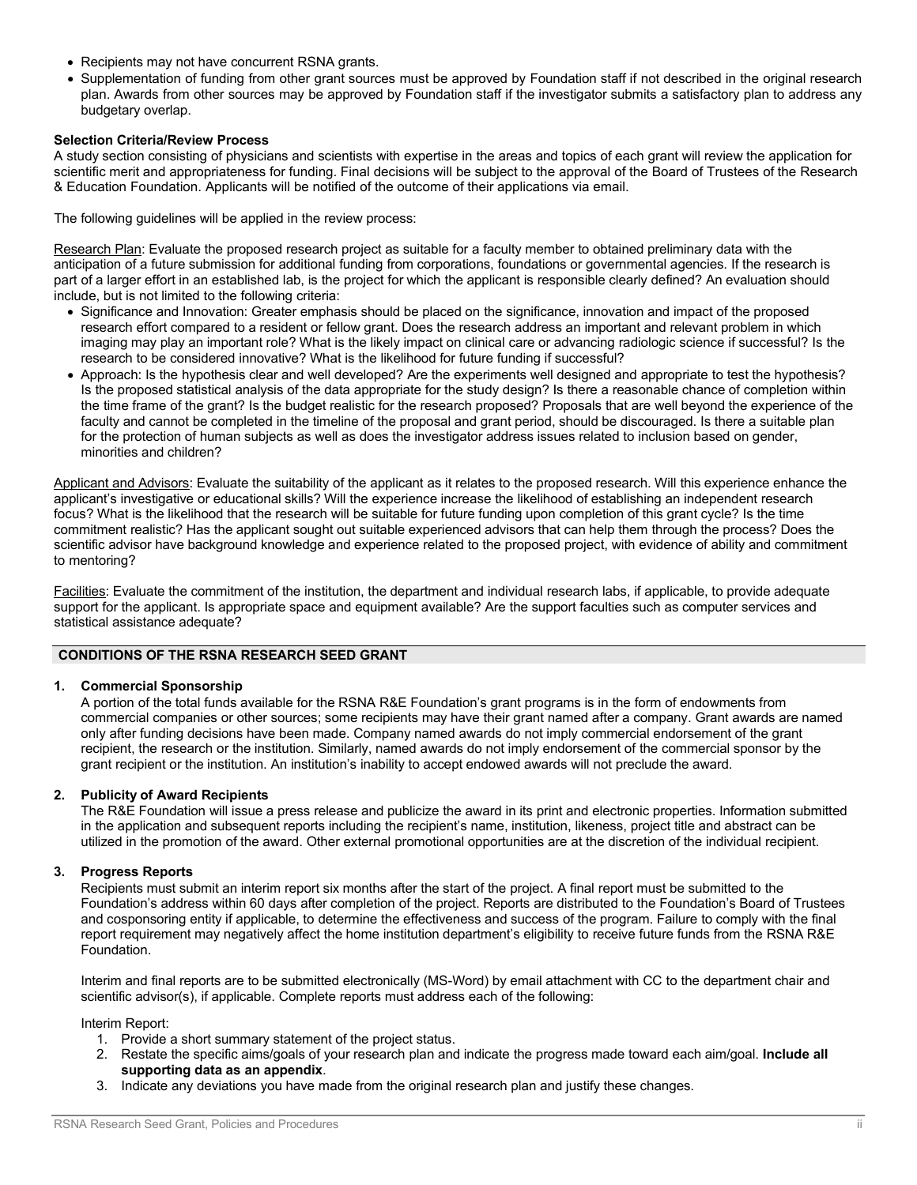- Recipients may not have concurrent RSNA grants.
- Supplementation of funding from other grant sources must be approved by Foundation staff if not described in the original research plan. Awards from other sources may be approved by Foundation staff if the investigator submits a satisfactory plan to address any budgetary overlap.

**Selection Criteria/Review Process**

A study section consisting of physicians and scientists with expertise in the areas and topics of each grant will review the application for scientific merit and appropriateness for funding. Final decisions will be subject to the approval of the Board of Trustees of the Research & Education Foundation. Applicants will be notified of the outcome of their applications via email.

The following guidelines will be applied in the review process:

Research Plan: Evaluate the proposed research project as suitable for a faculty member to obtained preliminary data with the anticipation of a future submission for additional funding from corporations, foundations or governmental agencies. If the research is part of a larger effort in an established lab, is the project for which the applicant is responsible clearly defined? An evaluation should include, but is not limited to the following criteria:

- Significance and Innovation: Greater emphasis should be placed on the significance, innovation and impact of the proposed research effort compared to a resident or fellow grant. Does the research address an important and relevant problem in which imaging may play an important role? What is the likely impact on clinical care or advancing radiologic science if successful? Is the research to be considered innovative? What is the likelihood for future funding if successful?
- Approach: Is the hypothesis clear and well developed? Are the experiments well designed and appropriate to test the hypothesis? Is the proposed statistical analysis of the data appropriate for the study design? Is there a reasonable chance of completion within the time frame of the grant? Is the budget realistic for the research proposed? Proposals that are well beyond the experience of the faculty and cannot be completed in the timeline of the proposal and grant period, should be discouraged. Is there a suitable plan for the protection of human subjects as well as does the investigator address issues related to inclusion based on gender, minorities and children?

Applicant and Advisors: Evaluate the suitability of the applicant as it relates to the proposed research. Will this experience enhance the applicant's investigative or educational skills? Will the experience increase the likelihood of establishing an independent research focus? What is the likelihood that the research will be suitable for future funding upon completion of this grant cycle? Is the time commitment realistic? Has the applicant sought out suitable experienced advisors that can help them through the process? Does the scientific advisor have background knowledge and experience related to the proposed project, with evidence of ability and commitment to mentoring?

Facilities: Evaluate the commitment of the institution, the department and individual research labs, if applicable, to provide adequate support for the applicant. Is appropriate space and equipment available? Are the support faculties such as computer services and statistical assistance adequate?

## CONDITIONS OF THE RSNA RESEARCH SEED GRANT

**1. Commercial Sponsorship**

A portion of the total funds available for the RSNA R&E Foundation's grant programs is in the form of endowments from commercial companies or other sources; some recipients may have their grant named after a company. Grant awards are named only after funding decisions have been made. Company named awards do not imply commercial endorsement of the grant recipient, the research or the institution. Similarly, named awards do not imply endorsement of the commercial sponsor by the grant recipient or the institution. An institution's inability to accept endowed awards will not preclude the award.

**2. Publicity of Award Recipients**

The R&E Foundation will issue a press release and publicize the award in its print and electronic properties. Information submitted in the application and subsequent reports including the recipient's name, institution, likeness, project title and abstract can be utilized in the promotion of the award. Other external promotional opportunities are at the discretion of the individual recipient.

**3. Progress Reports**

Recipients must submit an interim report six months after the start of the project. A final report must be submitted to the Foundation's address within 60 days after completion of the project. Reports are distributed to the Foundation's Board of Trustees and cosponsoring entity if applicable, to determine the effectiveness and success of the program. Failure to comply with the final report requirement may negatively affect the home institution department's eligibility to receive future funds from the RSNA R&E Foundation.

Interim and final reports are to be submitted electronically (MS-Word) by email attachment with CC to the department chair and scientific advisor(s), if applicable. Complete reports must address each of the following:

Interim Report:

1. Provide a short summary statement of the project status.
2. Restate the specific aims/goals of your research plan and indicate the progress made toward each aim/goal. **Include all supporting data as an appendix**.
3. Indicate any deviations you have made from the original research plan and justify these changes.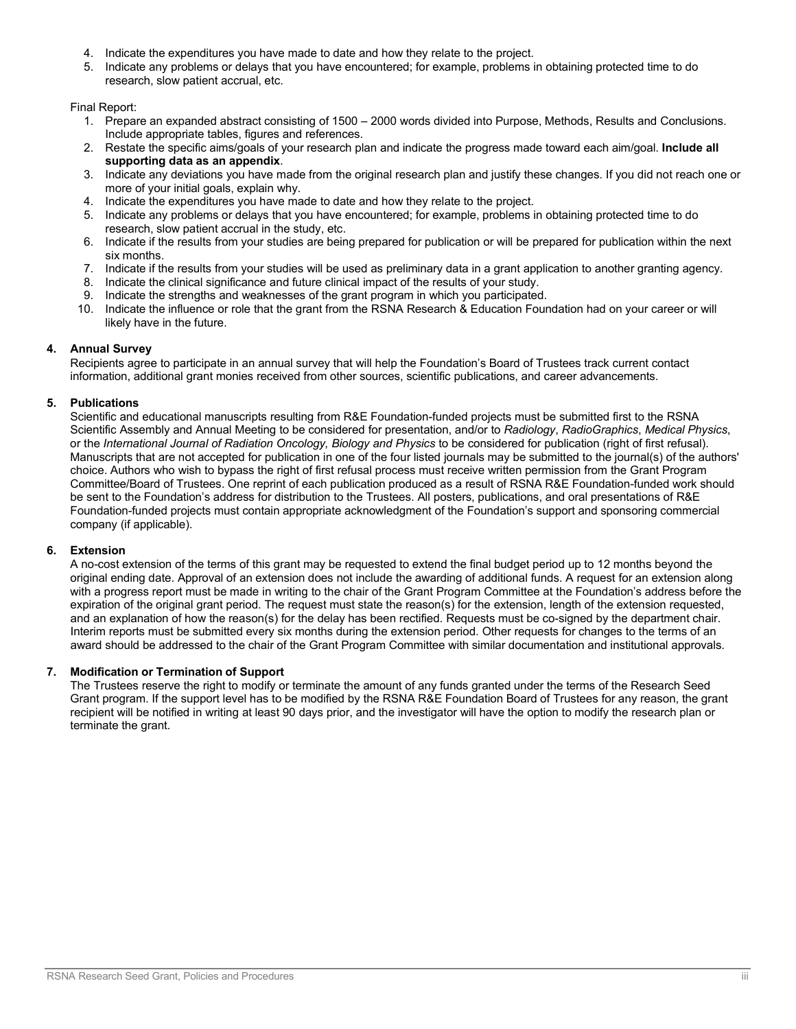4. Indicate the expenditures you have made to date and how they relate to the project.
5. Indicate any problems or delays that you have encountered; for example, problems in obtaining protected time to do research, slow patient accrual, etc.

Final Report:

1. Prepare an expanded abstract consisting of 1500 – 2000 words divided into Purpose, Methods, Results and Conclusions. Include appropriate tables, figures and references.
2. Restate the specific aims/goals of your research plan and indicate the progress made toward each aim/goal. **Include all supporting data as an appendix**.
3. Indicate any deviations you have made from the original research plan and justify these changes. If you did not reach one or more of your initial goals, explain why.
4. Indicate the expenditures you have made to date and how they relate to the project.
5. Indicate any problems or delays that you have encountered; for example, problems in obtaining protected time to do research, slow patient accrual in the study, etc.
6. Indicate if the results from your studies are being prepared for publication or will be prepared for publication within the next six months.
7. Indicate if the results from your studies will be used as preliminary data in a grant application to another granting agency.
8. Indicate the clinical significance and future clinical impact of the results of your study.
9. Indicate the strengths and weaknesses of the grant program in which you participated.
10. Indicate the influence or role that the grant from the RSNA Research & Education Foundation had on your career or will likely have in the future.

**4. Annual Survey**

Recipients agree to participate in an annual survey that will help the Foundation's Board of Trustees track current contact information, additional grant monies received from other sources, scientific publications, and career advancements.

**5. Publications**

Scientific and educational manuscripts resulting from R&E Foundation-funded projects must be submitted first to the RSNA Scientific Assembly and Annual Meeting to be considered for presentation, and/or to *Radiology*, *RadioGraphics*, *Medical Physics*, or the *International Journal of Radiation Oncology, Biology and Physics* to be considered for publication (right of first refusal). Manuscripts that are not accepted for publication in one of the four listed journals may be submitted to the journal(s) of the authors' choice. Authors who wish to bypass the right of first refusal process must receive written permission from the Grant Program Committee/Board of Trustees. One reprint of each publication produced as a result of RSNA R&E Foundation-funded work should be sent to the Foundation's address for distribution to the Trustees. All posters, publications, and oral presentations of R&E Foundation-funded projects must contain appropriate acknowledgment of the Foundation's support and sponsoring commercial company (if applicable).

**6. Extension**

A no-cost extension of the terms of this grant may be requested to extend the final budget period up to 12 months beyond the original ending date. Approval of an extension does not include the awarding of additional funds. A request for an extension along with a progress report must be made in writing to the chair of the Grant Program Committee at the Foundation's address before the expiration of the original grant period. The request must state the reason(s) for the extension, length of the extension requested, and an explanation of how the reason(s) for the delay has been rectified. Requests must be co-signed by the department chair. Interim reports must be submitted every six months during the extension period. Other requests for changes to the terms of an award should be addressed to the chair of the Grant Program Committee with similar documentation and institutional approvals.

**7. Modification or Termination of Support**

The Trustees reserve the right to modify or terminate the amount of any funds granted under the terms of the Research Seed Grant program. If the support level has to be modified by the RSNA R&E Foundation Board of Trustees for any reason, the grant recipient will be notified in writing at least 90 days prior, and the investigator will have the option to modify the research plan or terminate the grant.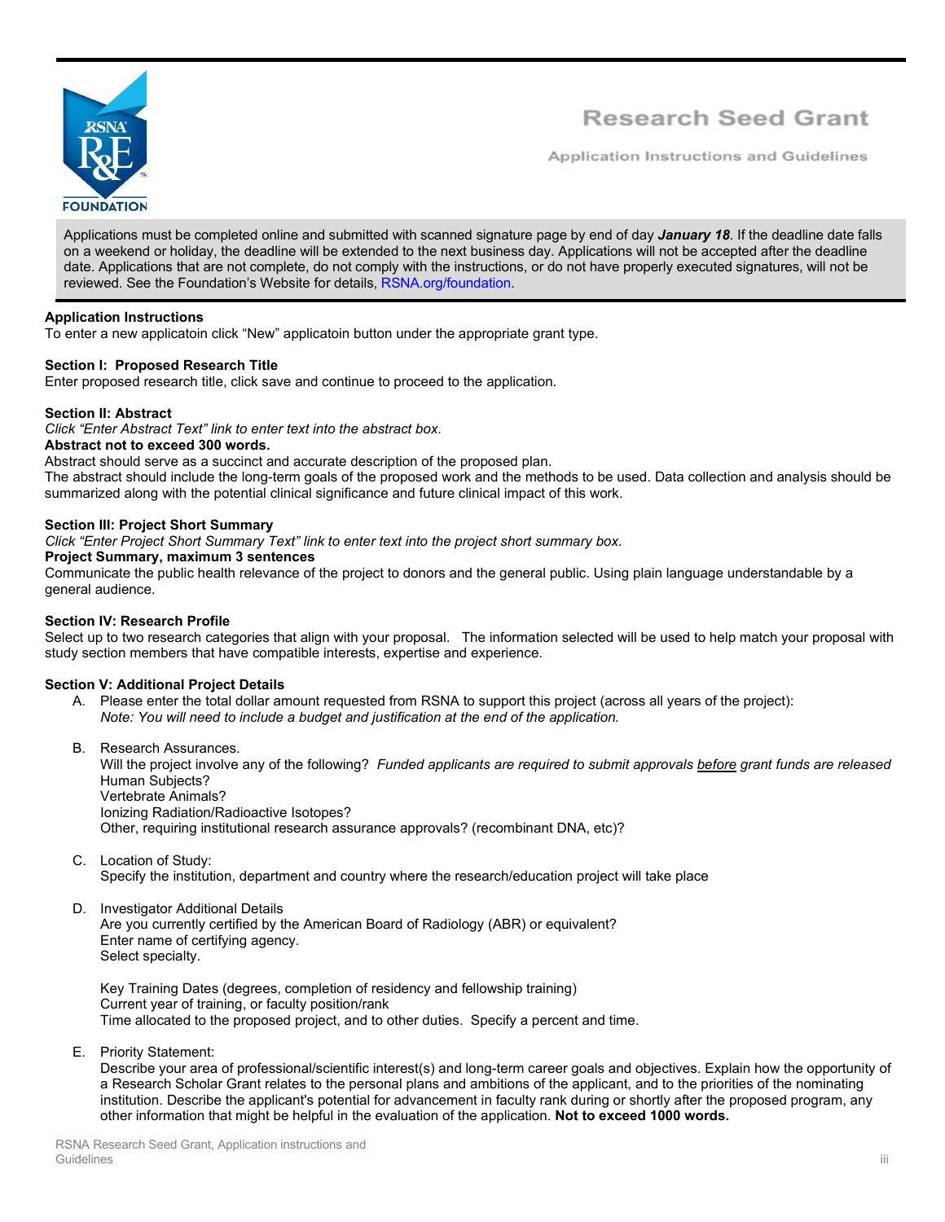# Research Seed Grant

## Application Instructions and Guidelines

Applications must be completed online and submitted with scanned signature page by end of day ***January 18***. If the deadline date falls on a weekend or holiday, the deadline will be extended to the next business day. Applications will not be accepted after the deadline date. Applications that are not complete, do not comply with the instructions, or do not have properly executed signatures, will not be reviewed. See the Foundation's Website for details, RSNA.org/foundation.

**Application Instructions**
To enter a new applicatoin click "New" applicatoin button under the appropriate grant type.

**Section I: Proposed Research Title**
Enter proposed research title, click save and continue to proceed to the application.

**Section II: Abstract**
*Click "Enter Abstract Text" link to enter text into the abstract box.*
**Abstract not to exceed 300 words.**
Abstract should serve as a succinct and accurate description of the proposed plan.
The abstract should include the long-term goals of the proposed work and the methods to be used. Data collection and analysis should be summarized along with the potential clinical significance and future clinical impact of this work.

**Section III: Project Short Summary**
*Click "Enter Project Short Summary Text" link to enter text into the project short summary box.*
**Project Summary, maximum 3 sentences**
Communicate the public health relevance of the project to donors and the general public. Using plain language understandable by a general audience.

**Section IV: Research Profile**
Select up to two research categories that align with your proposal. The information selected will be used to help match your proposal with study section members that have compatible interests, expertise and experience.

**Section V: Additional Project Details**

A. Please enter the total dollar amount requested from RSNA to support this project (across all years of the project):
   *Note: You will need to include a budget and justification at the end of the application.*

B. Research Assurances.
   Will the project involve any of the following? *Funded applicants are required to submit approvals before grant funds are released*
   Human Subjects?
   Vertebrate Animals?
   Ionizing Radiation/Radioactive Isotopes?
   Other, requiring institutional research assurance approvals? (recombinant DNA, etc)?

C. Location of Study:
   Specify the institution, department and country where the research/education project will take place

D. Investigator Additional Details
   Are you currently certified by the American Board of Radiology (ABR) or equivalent?
   Enter name of certifying agency.
   Select specialty.

   Key Training Dates (degrees, completion of residency and fellowship training)
   Current year of training, or faculty position/rank
   Time allocated to the proposed project, and to other duties. Specify a percent and time.

E. Priority Statement:
   Describe your area of professional/scientific interest(s) and long-term career goals and objectives. Explain how the opportunity of a Research Scholar Grant relates to the personal plans and ambitions of the applicant, and to the priorities of the nominating institution. Describe the applicant's potential for advancement in faculty rank during or shortly after the proposed program, any other information that might be helpful in the evaluation of the application. **Not to exceed 1000 words.**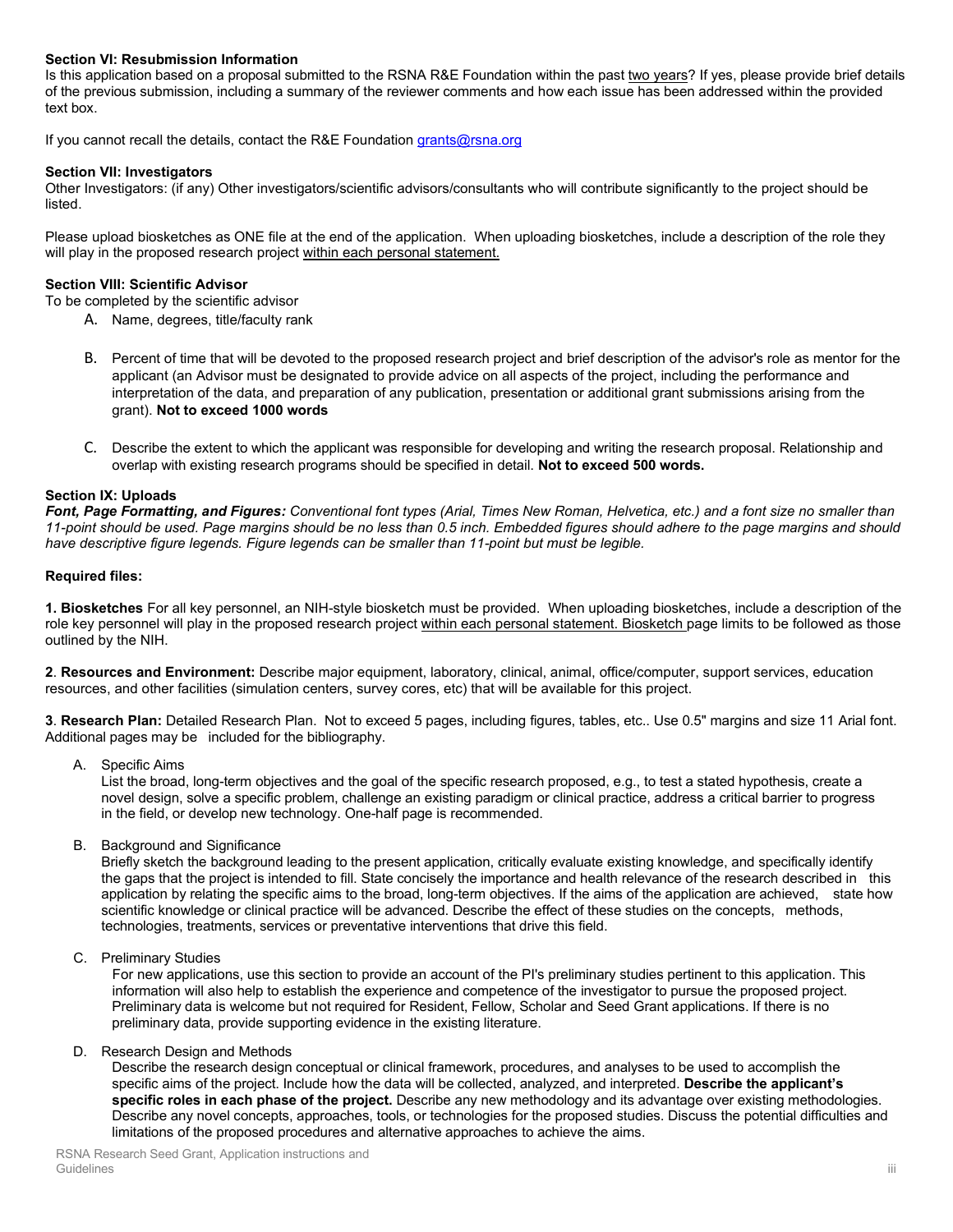**Section VI: Resubmission Information**
Is this application based on a proposal submitted to the RSNA R&E Foundation within the past two years? If yes, please provide brief details of the previous submission, including a summary of the reviewer comments and how each issue has been addressed within the provided text box.

If you cannot recall the details, contact the R&E Foundation grants@rsna.org

**Section VII: Investigators**
Other Investigators: (if any) Other investigators/scientific advisors/consultants who will contribute significantly to the project should be listed.

Please upload biosketches as ONE file at the end of the application. When uploading biosketches, include a description of the role they will play in the proposed research project within each personal statement.

**Section VIII: Scientific Advisor**
To be completed by the scientific advisor

A. Name, degrees, title/faculty rank

B. Percent of time that will be devoted to the proposed research project and brief description of the advisor's role as mentor for the applicant (an Advisor must be designated to provide advice on all aspects of the project, including the performance and interpretation of the data, and preparation of any publication, presentation or additional grant submissions arising from the grant). **Not to exceed 1000 words**

C. Describe the extent to which the applicant was responsible for developing and writing the research proposal. Relationship and overlap with existing research programs should be specified in detail. **Not to exceed 500 words.**

**Section IX: Uploads**
***Font, Page Formatting, and Figures:*** *Conventional font types (Arial, Times New Roman, Helvetica, etc.) and a font size no smaller than 11-point should be used. Page margins should be no less than 0.5 inch. Embedded figures should adhere to the page margins and should have descriptive figure legends. Figure legends can be smaller than 11-point but must be legible.*

**Required files:**

**1. Biosketches** For all key personnel, an NIH-style biosketch must be provided. When uploading biosketches, include a description of the role key personnel will play in the proposed research project within each personal statement. Biosketch page limits to be followed as those outlined by the NIH.

**2**. **Resources and Environment:** Describe major equipment, laboratory, clinical, animal, office/computer, support services, education resources, and other facilities (simulation centers, survey cores, etc) that will be available for this project.

**3**. **Research Plan:** Detailed Research Plan. Not to exceed 5 pages, including figures, tables, etc.. Use 0.5" margins and size 11 Arial font. Additional pages may be included for the bibliography.

A. Specific Aims
List the broad, long-term objectives and the goal of the specific research proposed, e.g., to test a stated hypothesis, create a novel design, solve a specific problem, challenge an existing paradigm or clinical practice, address a critical barrier to progress in the field, or develop new technology. One-half page is recommended.

B. Background and Significance
Briefly sketch the background leading to the present application, critically evaluate existing knowledge, and specifically identify the gaps that the project is intended to fill. State concisely the importance and health relevance of the research described in this application by relating the specific aims to the broad, long-term objectives. If the aims of the application are achieved, state how scientific knowledge or clinical practice will be advanced. Describe the effect of these studies on the concepts, methods, technologies, treatments, services or preventative interventions that drive this field.

C. Preliminary Studies
For new applications, use this section to provide an account of the PI's preliminary studies pertinent to this application. This information will also help to establish the experience and competence of the investigator to pursue the proposed project. Preliminary data is welcome but not required for Resident, Fellow, Scholar and Seed Grant applications. If there is no preliminary data, provide supporting evidence in the existing literature.

D. Research Design and Methods
Describe the research design conceptual or clinical framework, procedures, and analyses to be used to accomplish the specific aims of the project. Include how the data will be collected, analyzed, and interpreted. **Describe the applicant's specific roles in each phase of the project.** Describe any new methodology and its advantage over existing methodologies. Describe any novel concepts, approaches, tools, or technologies for the proposed studies. Discuss the potential difficulties and limitations of the proposed procedures and alternative approaches to achieve the aims.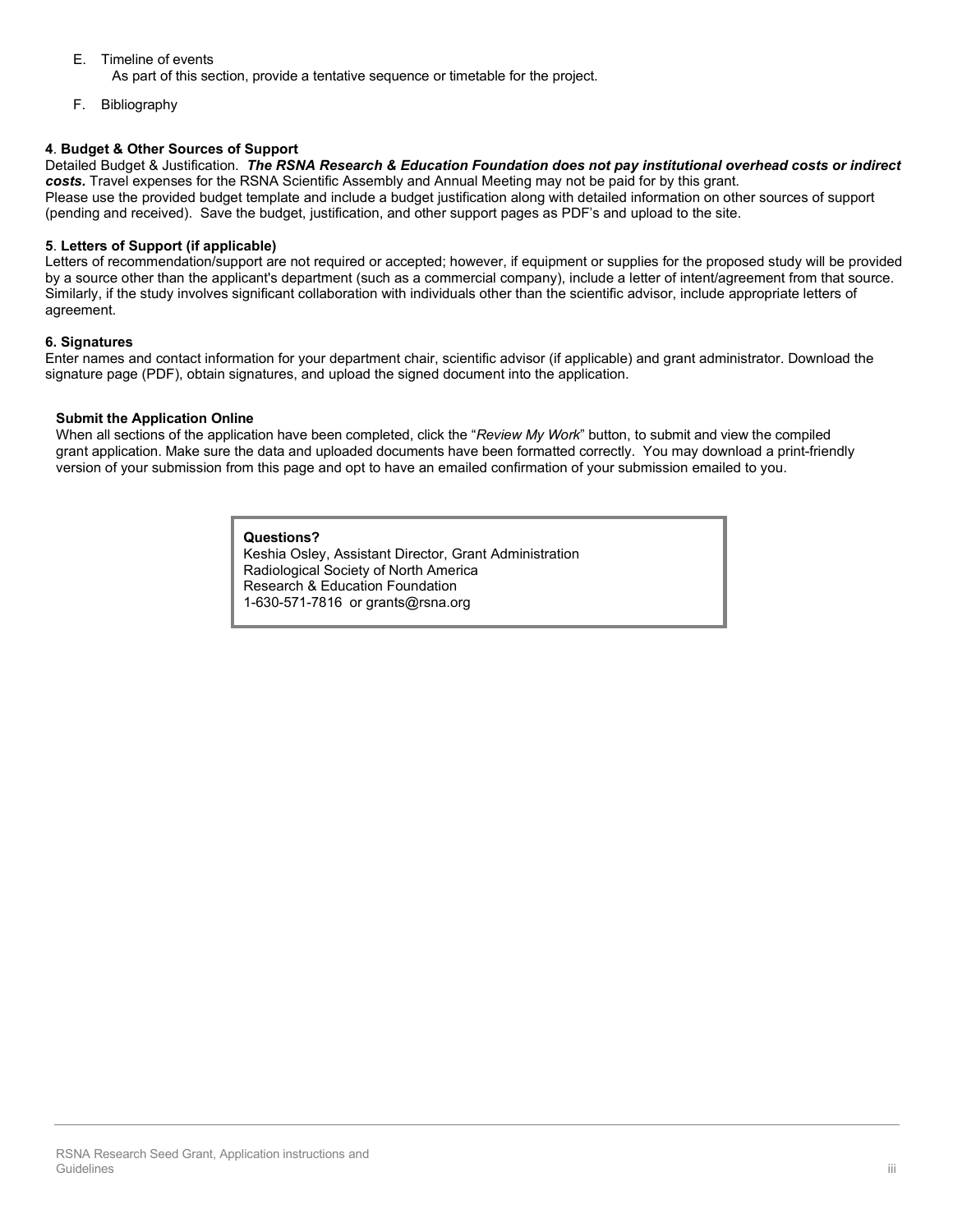E. Timeline of events

   As part of this section, provide a tentative sequence or timetable for the project.

F. Bibliography

**4**. **Budget & Other Sources of Support**

Detailed Budget & Justification. ***The RSNA Research & Education Foundation does not pay institutional overhead costs or indirect costs.*** Travel expenses for the RSNA Scientific Assembly and Annual Meeting may not be paid for by this grant.
Please use the provided budget template and include a budget justification along with detailed information on other sources of support (pending and received). Save the budget, justification, and other support pages as PDF's and upload to the site.

**5**. **Letters of Support (if applicable)**

Letters of recommendation/support are not required or accepted; however, if equipment or supplies for the proposed study will be provided by a source other than the applicant's department (such as a commercial company), include a letter of intent/agreement from that source. Similarly, if the study involves significant collaboration with individuals other than the scientific advisor, include appropriate letters of agreement.

**6. Signatures**

Enter names and contact information for your department chair, scientific advisor (if applicable) and grant administrator. Download the signature page (PDF), obtain signatures, and upload the signed document into the application.

**Submit the Application Online**

When all sections of the application have been completed, click the "*Review My Work*" button, to submit and view the compiled grant application. Make sure the data and uploaded documents have been formatted correctly. You may download a print-friendly version of your submission from this page and opt to have an emailed confirmation of your submission emailed to you.

**Questions?**
Keshia Osley, Assistant Director, Grant Administration
Radiological Society of North America
Research & Education Foundation
1-630-571-7816 or grants@rsna.org